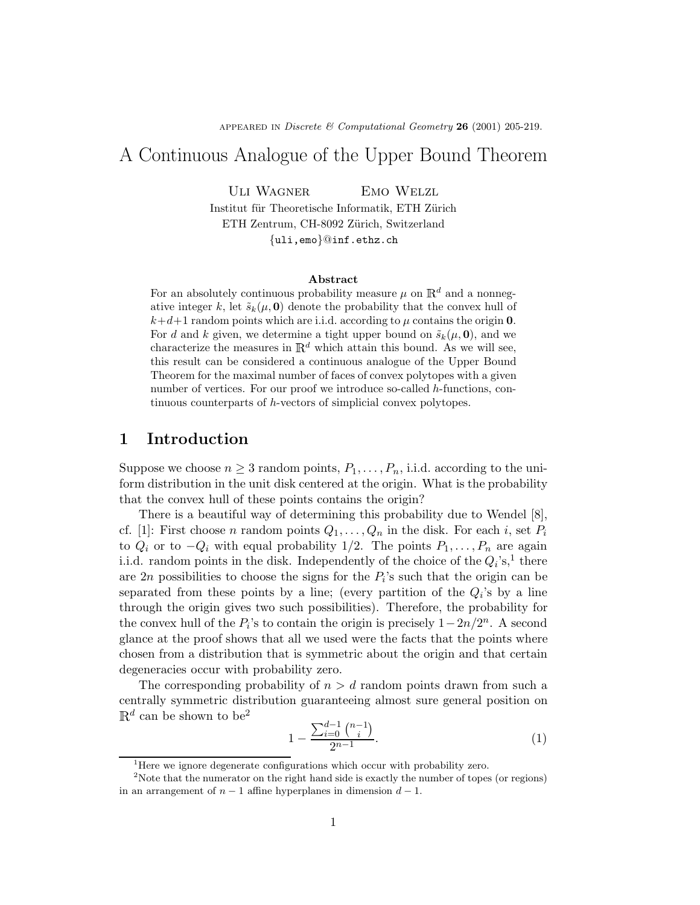appeared in *Discrete & Computational Geometry* **26** (2001) 205-219.

# A Continuous Analogue of the Upper Bound Theorem

Uli Wagner Emo Welzl

Institut für Theoretische Informatik, ETH Zürich
ETH Zentrum, CH-8092 Zürich, Switzerland
{uli,emo}@inf.ethz.ch

**Abstract**

For an absolutely continuous probability measure $\mu$ on $\mathbb{R}^d$ and a nonnegative integer $k$, let $\tilde{s}_k(\mu, \mathbf{0})$ denote the probability that the convex hull of $k+d+1$ random points which are i.i.d. according to $\mu$ contains the origin $\mathbf{0}$. For $d$ and $k$ given, we determine a tight upper bound on $\tilde{s}_k(\mu, \mathbf{0})$, and we characterize the measures in $\mathbb{R}^d$ which attain this bound. As we will see, this result can be considered a continuous analogue of the Upper Bound Theorem for the maximal number of faces of convex polytopes with a given number of vertices. For our proof we introduce so-called $h$-functions, continuous counterparts of $h$-vectors of simplicial convex polytopes.

## 1 Introduction

Suppose we choose $n \geq 3$ random points, $P_1, \ldots, P_n$, i.i.d. according to the uniform distribution in the unit disk centered at the origin. What is the probability that the convex hull of these points contains the origin?

There is a beautiful way of determining this probability due to Wendel [8], cf. [1]: First choose $n$ random points $Q_1, \ldots, Q_n$ in the disk. For each $i$, set $P_i$ to $Q_i$ or to $-Q_i$ with equal probability 1/2. The points $P_1, \ldots, P_n$ are again i.i.d. random points in the disk. Independently of the choice of the $Q_i$'s,[1] there are $2n$ possibilities to choose the signs for the $P_i$'s such that the origin can be separated from these points by a line; (every partition of the $Q_i$'s by a line through the origin gives two such possibilities). Therefore, the probability for the convex hull of the $P_i$'s to contain the origin is precisely $1 - 2n/2^n$. A second glance at the proof shows that all we used were the facts that the points where chosen from a distribution that is symmetric about the origin and that certain degeneracies occur with probability zero.

The corresponding probability of $n > d$ random points drawn from such a centrally symmetric distribution guaranteeing almost sure general position on $\mathbb{R}^d$ can be shown to be[2]

$$1 - \frac{\sum_{i=0}^{d-1} \binom{n-1}{i}}{2^{n-1}}. \tag{1}$$

[1] Here we ignore degenerate configurations which occur with probability zero.

[2] Note that the numerator on the right hand side is exactly the number of topes (or regions) in an arrangement of $n-1$ affine hyperplanes in dimension $d-1$.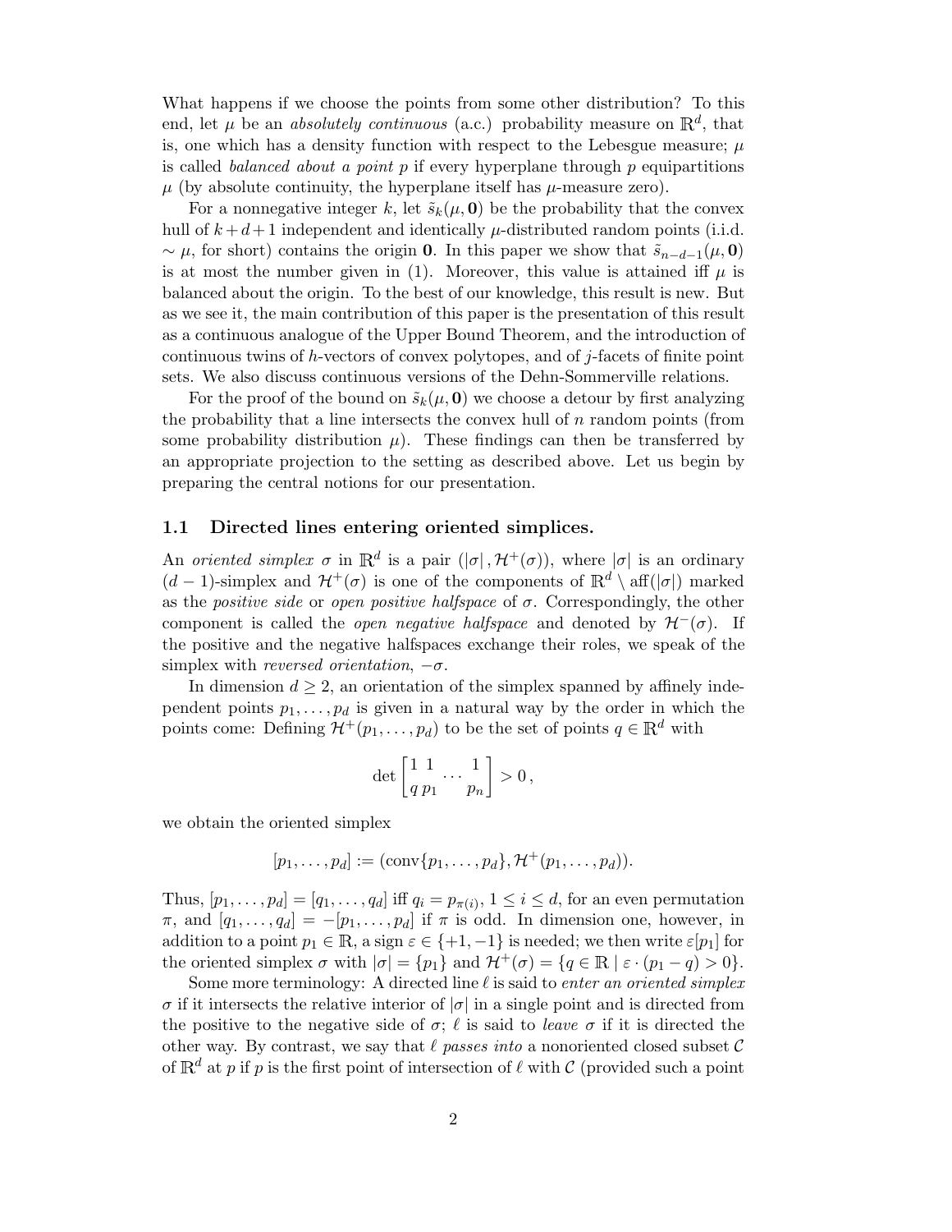What happens if we choose the points from some other distribution? To this end, let $\mu$ be an *absolutely continuous* (a.c.) probability measure on $\mathbb{R}^d$, that is, one which has a density function with respect to the Lebesgue measure; $\mu$ is called *balanced about a point* $p$ if every hyperplane through $p$ equipartitions $\mu$ (by absolute continuity, the hyperplane itself has $\mu$-measure zero).

For a nonnegative integer $k$, let $\tilde{s}_k(\mu, \mathbf{0})$ be the probability that the convex hull of $k+d+1$ independent and identically $\mu$-distributed random points (i.i.d. $\sim \mu$, for short) contains the origin $\mathbf{0}$. In this paper we show that $\tilde{s}_{n-d-1}(\mu, \mathbf{0})$ is at most the number given in (1). Moreover, this value is attained iff $\mu$ is balanced about the origin. To the best of our knowledge, this result is new. But as we see it, the main contribution of this paper is the presentation of this result as a continuous analogue of the Upper Bound Theorem, and the introduction of continuous twins of $h$-vectors of convex polytopes, and of $j$-facets of finite point sets. We also discuss continuous versions of the Dehn-Sommerville relations.

For the proof of the bound on $\tilde{s}_k(\mu, \mathbf{0})$ we choose a detour by first analyzing the probability that a line intersects the convex hull of $n$ random points (from some probability distribution $\mu$). These findings can then be transferred by an appropriate projection to the setting as described above. Let us begin by preparing the central notions for our presentation.

## 1.1 Directed lines entering oriented simplices.

An *oriented simplex* $\sigma$ in $\mathbb{R}^d$ is a pair $(|\sigma|, \mathcal{H}^+(\sigma))$, where $|\sigma|$ is an ordinary $(d-1)$-simplex and $\mathcal{H}^+(\sigma)$ is one of the components of $\mathbb{R}^d \setminus \text{aff}(|\sigma|)$ marked as the *positive side* or *open positive halfspace* of $\sigma$. Correspondingly, the other component is called the *open negative halfspace* and denoted by $\mathcal{H}^-(\sigma)$. If the positive and the negative halfspaces exchange their roles, we speak of the simplex with *reversed orientation*, $-\sigma$.

In dimension $d \geq 2$, an orientation of the simplex spanned by affinely independent points $p_1, \ldots, p_d$ is given in a natural way by the order in which the points come: Defining $\mathcal{H}^+(p_1, \ldots, p_d)$ to be the set of points $q \in \mathbb{R}^d$ with

$$\det \begin{bmatrix} 1 & 1 & \cdots & 1 \\ q & p_1 & & p_n \end{bmatrix} > 0\,,$$

we obtain the oriented simplex

$$[p_1, \ldots, p_d] := (\text{conv}\{p_1, \ldots, p_d\}, \mathcal{H}^+(p_1, \ldots, p_d)).$$

Thus, $[p_1, \ldots, p_d] = [q_1, \ldots, q_d]$ iff $q_i = p_{\pi(i)}$, $1 \leq i \leq d$, for an even permutation $\pi$, and $[q_1, \ldots, q_d] = -[p_1, \ldots, p_d]$ if $\pi$ is odd. In dimension one, however, in addition to a point $p_1 \in \mathbb{R}$, a sign $\varepsilon \in \{+1, -1\}$ is needed; we then write $\varepsilon[p_1]$ for the oriented simplex $\sigma$ with $|\sigma| = \{p_1\}$ and $\mathcal{H}^+(\sigma) = \{q \in \mathbb{R} \mid \varepsilon \cdot (p_1 - q) > 0\}$.

Some more terminology: A directed line $\ell$ is said to *enter an oriented simplex* $\sigma$ if it intersects the relative interior of $|\sigma|$ in a single point and is directed from the positive to the negative side of $\sigma$; $\ell$ is said to *leave* $\sigma$ if it is directed the other way. By contrast, we say that $\ell$ *passes into* a nonoriented closed subset $\mathcal{C}$ of $\mathbb{R}^d$ at $p$ if $p$ is the first point of intersection of $\ell$ with $\mathcal{C}$ (provided such a point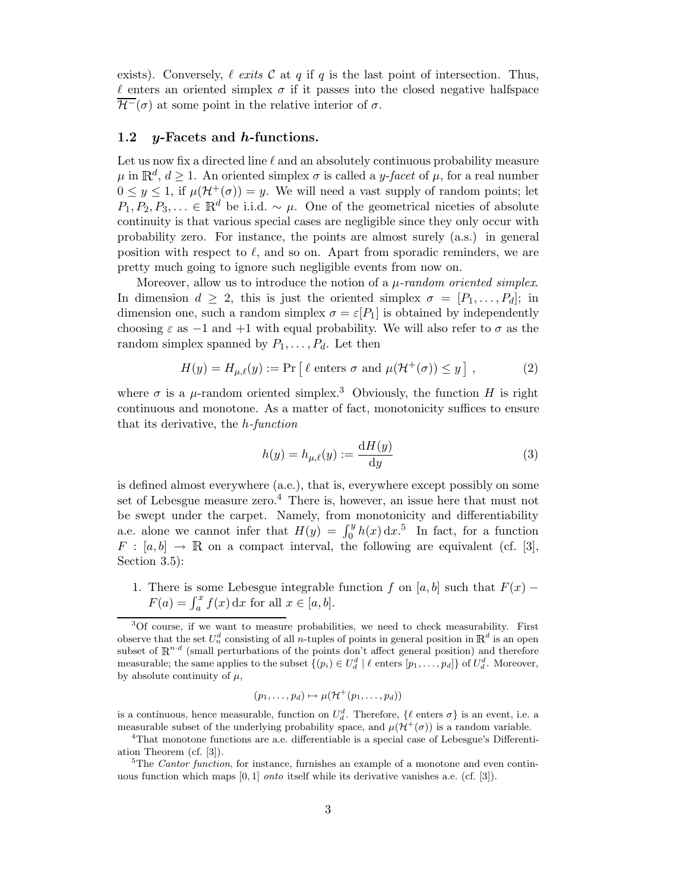exists). Conversely, $\ell$ *exits* $\mathcal{C}$ at $q$ if $q$ is the last point of intersection. Thus, $\ell$ enters an oriented simplex $\sigma$ if it passes into the closed negative halfspace $\overline{\mathcal{H}^-}(\sigma)$ at some point in the relative interior of $\sigma$.

## 1.2 $y$-Facets and $h$-functions.

Let us now fix a directed line $\ell$ and an absolutely continuous probability measure $\mu$ in $\mathbb{R}^d$, $d \geq 1$. An oriented simplex $\sigma$ is called a *$y$-facet* of $\mu$, for a real number $0 \leq y \leq 1$, if $\mu(\mathcal{H}^+(\sigma)) = y$. We will need a vast supply of random points; let $P_1, P_2, P_3, \ldots \in \mathbb{R}^d$ be i.i.d. $\sim \mu$. One of the geometrical niceties of absolute continuity is that various special cases are negligible since they only occur with probability zero. For instance, the points are almost surely (a.s.) in general position with respect to $\ell$, and so on. Apart from sporadic reminders, we are pretty much going to ignore such negligible events from now on.

Moreover, allow us to introduce the notion of a *$\mu$-random oriented simplex*. In dimension $d \geq 2$, this is just the oriented simplex $\sigma = [P_1, \ldots, P_d]$; in dimension one, such a random simplex $\sigma = \varepsilon[P_1]$ is obtained by independently choosing $\varepsilon$ as $-1$ and $+1$ with equal probability. We will also refer to $\sigma$ as the random simplex spanned by $P_1, \ldots, P_d$. Let then

$$H(y) = H_{\mu,\ell}(y) := \Pr\left[\, \ell \text{ enters } \sigma \text{ and } \mu(\mathcal{H}^+(\sigma)) \leq y \,\right], \tag{2}$$

where $\sigma$ is a $\mu$-random oriented simplex.[3] Obviously, the function $H$ is right continuous and monotone. As a matter of fact, monotonicity suffices to ensure that its derivative, the *$h$-function*

$$h(y) = h_{\mu,\ell}(y) := \frac{\mathrm{d}H(y)}{\mathrm{d}y} \tag{3}$$

is defined almost everywhere (a.e.), that is, everywhere except possibly on some set of Lebesgue measure zero.[4] There is, however, an issue here that must not be swept under the carpet. Namely, from monotonicity and differentiability a.e. alone we cannot infer that $H(y) = \int_0^y h(x)\,\mathrm{d}x$.[5] In fact, for a function $F : [a,b] \to \mathbb{R}$ on a compact interval, the following are equivalent (cf. [3], Section 3.5):

1. There is some Lebesgue integrable function $f$ on $[a,b]$ such that $F(x) - F(a) = \int_a^x f(x)\,\mathrm{d}x$ for all $x \in [a,b]$.

---

[3] Of course, if we want to measure probabilities, we need to check measurability. First observe that the set $U_n^d$ consisting of all $n$-tuples of points in general position in $\mathbb{R}^d$ is an open subset of $\mathbb{R}^{n \cdot d}$ (small perturbations of the points don't affect general position) and therefore measurable; the same applies to the subset $\{(p_i) \in U_d^d \mid \ell \text{ enters } [p_1, \ldots, p_d]\}$ of $U_d^d$. Moreover, by absolute continuity of $\mu$,

$$(p_1, \ldots, p_d) \mapsto \mu(\mathcal{H}^+(p_1, \ldots, p_d))$$

is a continuous, hence measurable, function on $U_d^d$. Therefore, $\{\ell \text{ enters } \sigma\}$ is an event, i.e. a measurable subset of the underlying probability space, and $\mu(\mathcal{H}^+(\sigma))$ is a random variable.

[4] That monotone functions are a.e. differentiable is a special case of Lebesgue's Differentiation Theorem (cf. [3]).

[5] The *Cantor function*, for instance, furnishes an example of a monotone and even continuous function which maps $[0,1]$ *onto* itself while its derivative vanishes a.e. (cf. [3]).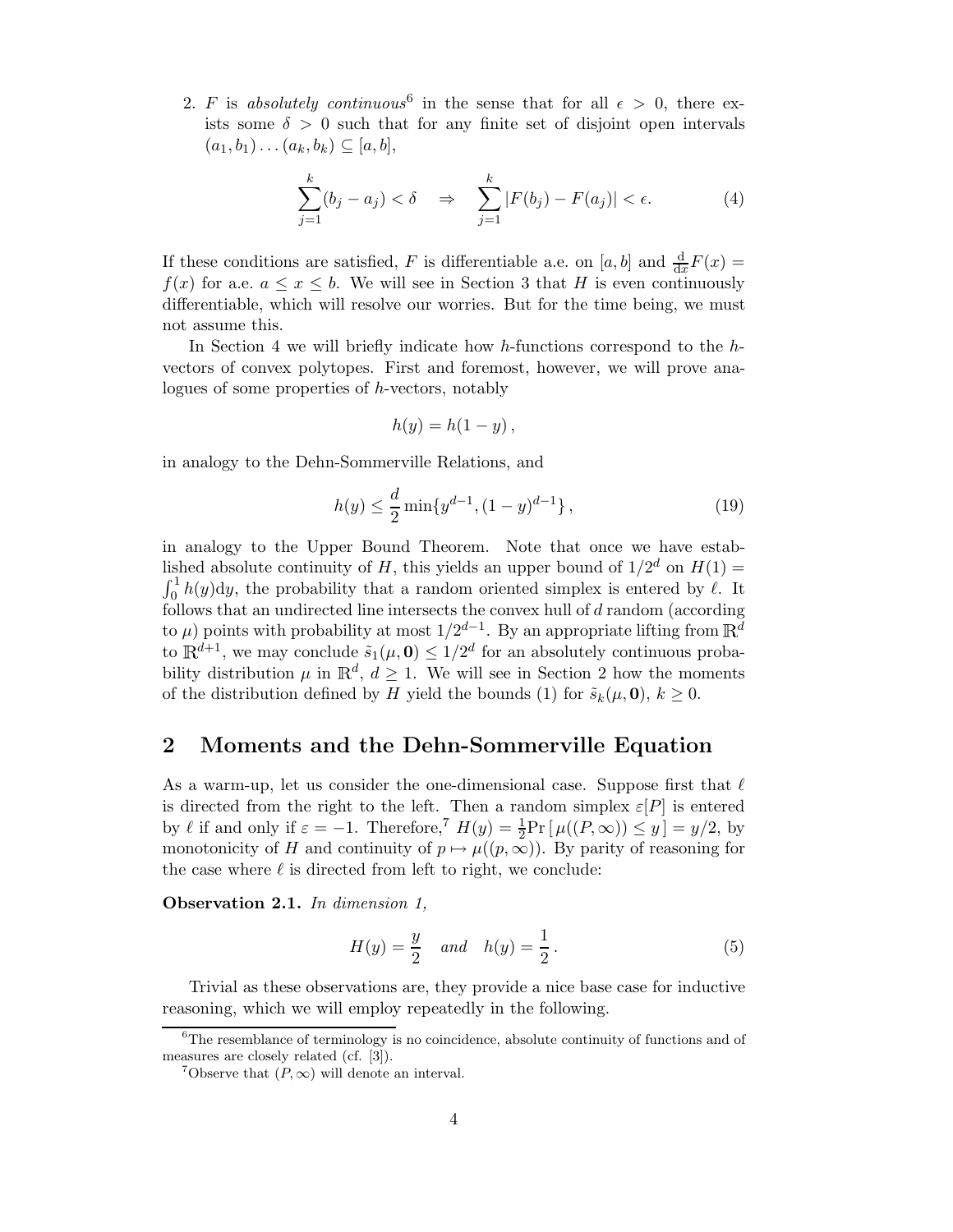2. $F$ is *absolutely continuous*[6] in the sense that for all $\epsilon > 0$, there exists some $\delta > 0$ such that for any finite set of disjoint open intervals $(a_1, b_1) \dots (a_k, b_k) \subseteq [a, b]$,

$$\sum_{j=1}^{k} (b_j - a_j) < \delta \quad \Rightarrow \quad \sum_{j=1}^{k} |F(b_j) - F(a_j)| < \epsilon. \tag{4}$$

If these conditions are satisfied, $F$ is differentiable a.e. on $[a, b]$ and $\frac{\mathrm{d}}{\mathrm{d}x} F(x) = f(x)$ for a.e. $a \leq x \leq b$. We will see in Section 3 that $H$ is even continuously differentiable, which will resolve our worries. But for the time being, we must not assume this.

In Section 4 we will briefly indicate how $h$-functions correspond to the $h$-vectors of convex polytopes. First and foremost, however, we will prove analogues of some properties of $h$-vectors, notably

$$h(y) = h(1 - y)\,,$$

in analogy to the Dehn-Sommerville Relations, and

$$h(y) \leq \frac{d}{2} \min\{y^{d-1}, (1 - y)^{d-1}\}\,, \tag{19}$$

in analogy to the Upper Bound Theorem. Note that once we have established absolute continuity of $H$, this yields an upper bound of $1/2^d$ on $H(1) = \int_0^1 h(y)\mathrm{d}y$, the probability that a random oriented simplex is entered by $\ell$. It follows that an undirected line intersects the convex hull of $d$ random (according to $\mu$) points with probability at most $1/2^{d-1}$. By an appropriate lifting from $\mathbb{R}^d$ to $\mathbb{R}^{d+1}$, we may conclude $\tilde{s}_1(\mu, \mathbf{0}) \leq 1/2^d$ for an absolutely continuous probability distribution $\mu$ in $\mathbb{R}^d$, $d \geq 1$. We will see in Section 2 how the moments of the distribution defined by $H$ yield the bounds (1) for $\tilde{s}_k(\mu, \mathbf{0})$, $k \geq 0$.

## 2 Moments and the Dehn-Sommerville Equation

As a warm-up, let us consider the one-dimensional case. Suppose first that $\ell$ is directed from the right to the left. Then a random simplex $\varepsilon[P]$ is entered by $\ell$ if and only if $\varepsilon = -1$. Therefore,[7] $H(y) = \frac{1}{2}\mathrm{Pr}\,[\,\mu((P, \infty)) \leq y\,] = y/2$, by monotonicity of $H$ and continuity of $p \mapsto \mu((p, \infty))$. By parity of reasoning for the case where $\ell$ is directed from left to right, we conclude:

**Observation 2.1.** *In dimension 1,*

$$H(y) = \frac{y}{2} \quad \textit{and} \quad h(y) = \frac{1}{2}\,. \tag{5}$$

Trivial as these observations are, they provide a nice base case for inductive reasoning, which we will employ repeatedly in the following.

[6] The resemblance of terminology is no coincidence, absolute continuity of functions and of measures are closely related (cf. [3]).

[7] Observe that $(P, \infty)$ will denote an interval.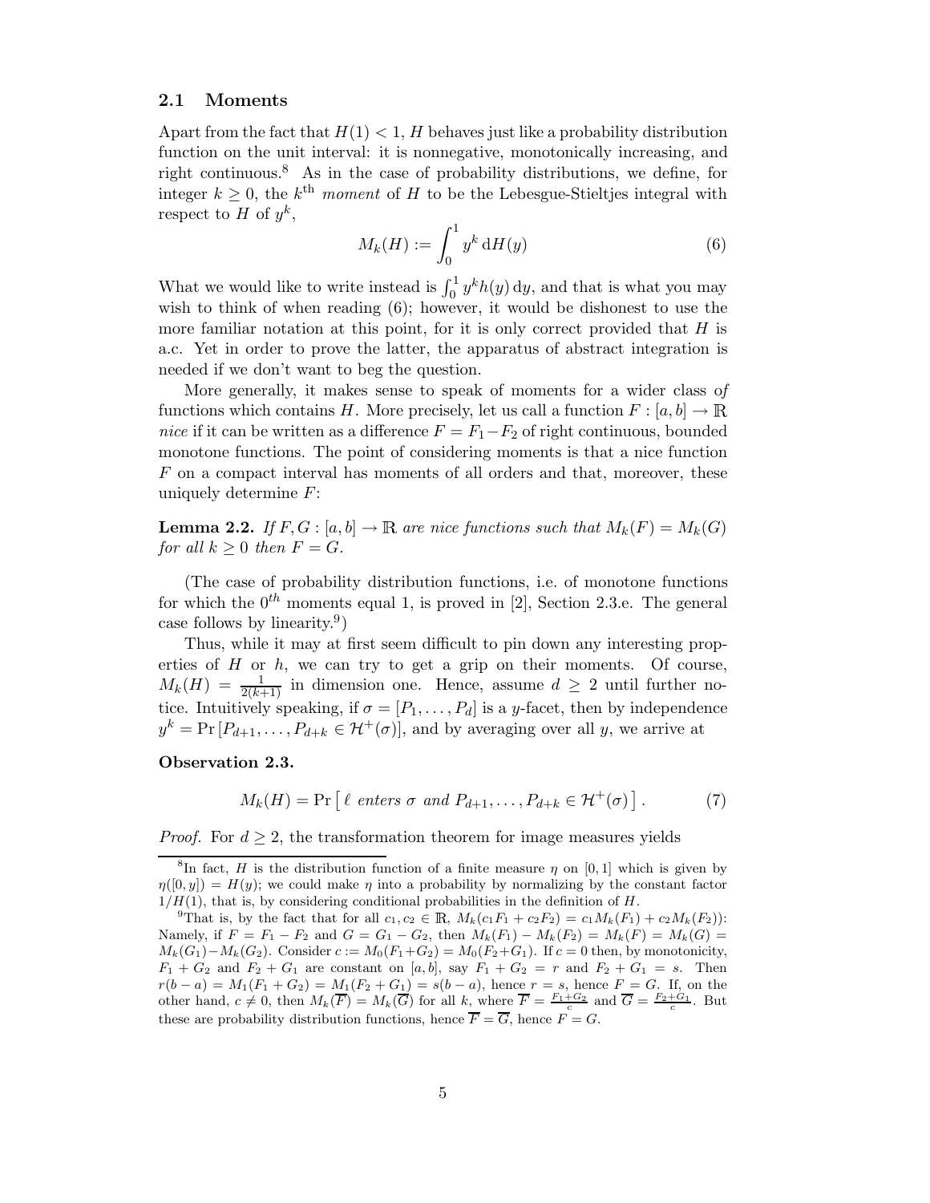### 2.1 Moments

Apart from the fact that $H(1) < 1$, $H$ behaves just like a probability distribution function on the unit interval: it is nonnegative, monotonically increasing, and right continuous.[8] As in the case of probability distributions, we define, for integer $k \geq 0$, the $k^{\text{th}}$ *moment* of $H$ to be the Lebesgue-Stieltjes integral with respect to $H$ of $y^k$,

$$M_k(H) := \int_0^1 y^k \, \mathrm{d}H(y) \tag{6}$$

What we would like to write instead is $\int_0^1 y^k h(y) \, \mathrm{d}y$, and that is what you may wish to think of when reading (6); however, it would be dishonest to use the more familiar notation at this point, for it is only correct provided that $H$ is a.c. Yet in order to prove the latter, the apparatus of abstract integration is needed if we don't want to beg the question.

More generally, it makes sense to speak of moments for a wider class of functions which contains $H$. More precisely, let us call a function $F : [a, b] \to \mathbb{R}$ *nice* if it can be written as a difference $F = F_1 - F_2$ of right continuous, bounded monotone functions. The point of considering moments is that a nice function $F$ on a compact interval has moments of all orders and that, moreover, these uniquely determine $F$:

**Lemma 2.2.** *If $F, G : [a, b] \to \mathbb{R}$ are nice functions such that $M_k(F) = M_k(G)$ for all $k \geq 0$ then $F = G$.*

(The case of probability distribution functions, i.e. of monotone functions for which the $0^{th}$ moments equal 1, is proved in [2], Section 2.3.e. The general case follows by linearity.[9])

Thus, while it may at first seem difficult to pin down any interesting properties of $H$ or $h$, we can try to get a grip on their moments. Of course, $M_k(H) = \frac{1}{2(k+1)}$ in dimension one. Hence, assume $d \geq 2$ until further notice. Intuitively speaking, if $\sigma = [P_1, \ldots, P_d]$ is a $y$-facet, then by independence $y^k = \Pr[P_{d+1}, \ldots, P_{d+k} \in \mathcal{H}^+(\sigma)]$, and by averaging over all $y$, we arrive at

**Observation 2.3.**

$$M_k(H) = \Pr\left[\, \ell \text{ enters } \sigma \text{ and } P_{d+1}, \ldots, P_{d+k} \in \mathcal{H}^+(\sigma) \,\right]. \tag{7}$$

*Proof.* For $d \geq 2$, the transformation theorem for image measures yields

---

[8] In fact, $H$ is the distribution function of a finite measure $\eta$ on $[0, 1]$ which is given by $\eta([0, y]) = H(y)$; we could make $\eta$ into a probability by normalizing by the constant factor $1/H(1)$, that is, by considering conditional probabilities in the definition of $H$.

[9] That is, by the fact that for all $c_1, c_2 \in \mathbb{R}$, $M_k(c_1 F_1 + c_2 F_2) = c_1 M_k(F_1) + c_2 M_k(F_2)$): Namely, if $F = F_1 - F_2$ and $G = G_1 - G_2$, then $M_k(F_1) - M_k(F_2) = M_k(F) = M_k(G) = M_k(G_1) - M_k(G_2)$. Consider $c := M_0(F_1 + G_2) = M_0(F_2 + G_1)$. If $c = 0$ then, by monotonicity, $F_1 + G_2$ and $F_2 + G_1$ are constant on $[a, b]$, say $F_1 + G_2 = r$ and $F_2 + G_1 = s$. Then $r(b - a) = M_1(F_1 + G_2) = M_1(F_2 + G_1) = s(b - a)$, hence $r = s$, hence $F = G$. If, on the other hand, $c \neq 0$, then $M_k(\overline{F}) = M_k(\overline{G})$ for all $k$, where $\overline{F} = \frac{F_1 + G_2}{c}$ and $\overline{G} = \frac{F_2 + G_1}{c}$. But these are probability distribution functions, hence $\overline{F} = \overline{G}$, hence $F = G$.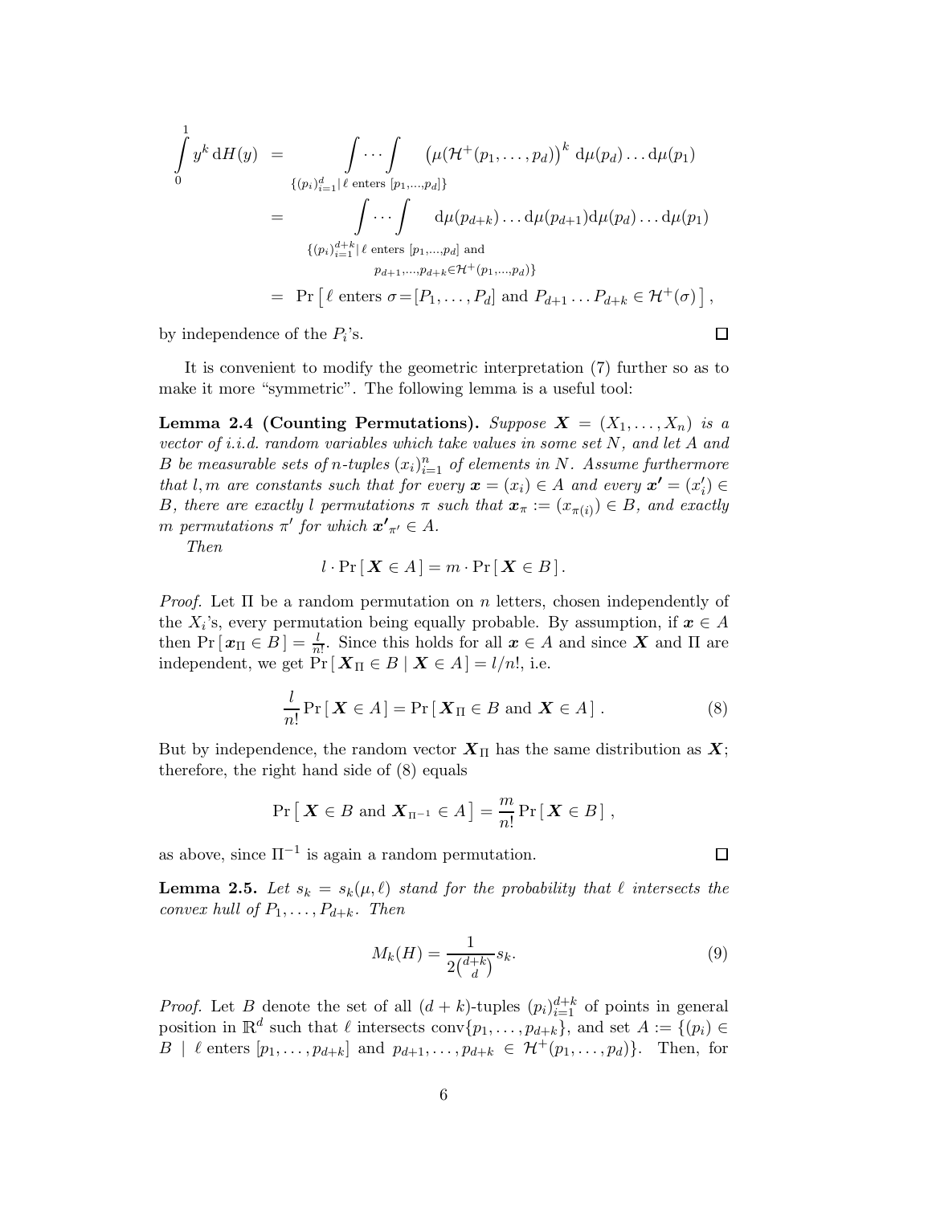$$
\begin{aligned}
\int_0^1 y^k \, \mathrm{d}H(y) &= \int\cdots\int_{\{(p_i)_{i=1}^d \mid \ell \text{ enters } [p_1,\ldots,p_d]\}} \left(\mu(\mathcal{H}^+(p_1,\ldots,p_d))\right)^k \, \mathrm{d}\mu(p_d)\ldots\mathrm{d}\mu(p_1) \\
&= \int\cdots\int_{\substack{\{(p_i)_{i=1}^{d+k} \mid \ell \text{ enters } [p_1,\ldots,p_d] \text{ and} \\ p_{d+1},\ldots,p_{d+k}\in\mathcal{H}^+(p_1,\ldots,p_d)\}}} \mathrm{d}\mu(p_{d+k})\ldots\mathrm{d}\mu(p_{d+1})\mathrm{d}\mu(p_d)\ldots\mathrm{d}\mu(p_1) \\
&= \Pr\left[\, \ell \text{ enters } \sigma = [P_1,\ldots,P_d] \text{ and } P_{d+1}\ldots P_{d+k} \in \mathcal{H}^+(\sigma) \,\right],
\end{aligned}
$$

by independence of the $P_i$'s. $\square$

It is convenient to modify the geometric interpretation (7) further so as to make it more "symmetric". The following lemma is a useful tool:

**Lemma 2.4 (Counting Permutations).** *Suppose $\boldsymbol{X} = (X_1,\ldots,X_n)$ is a vector of i.i.d. random variables which take values in some set $N$, and let $A$ and $B$ be measurable sets of $n$-tuples $(x_i)_{i=1}^n$ of elements in $N$. Assume furthermore that $l, m$ are constants such that for every $\boldsymbol{x} = (x_i) \in A$ and every $\boldsymbol{x'} = (x'_i) \in B$, there are exactly $l$ permutations $\pi$ such that $\boldsymbol{x}_\pi := (x_{\pi(i)}) \in B$, and exactly $m$ permutations $\pi'$ for which $\boldsymbol{x'}_{\pi'} \in A$.*

*Then*

$$
l \cdot \Pr[\, \boldsymbol{X} \in A \,] = m \cdot \Pr[\, \boldsymbol{X} \in B \,].
$$

*Proof.* Let $\Pi$ be a random permutation on $n$ letters, chosen independently of the $X_i$'s, every permutation being equally probable. By assumption, if $\boldsymbol{x} \in A$ then $\Pr[\, \boldsymbol{x}_\Pi \in B \,] = \frac{l}{n!}$. Since this holds for all $\boldsymbol{x} \in A$ and since $\boldsymbol{X}$ and $\Pi$ are independent, we get $\Pr[\, \boldsymbol{X}_\Pi \in B \mid \boldsymbol{X} \in A \,] = l/n!$, i.e.

$$
\frac{l}{n!} \Pr[\, \boldsymbol{X} \in A \,] = \Pr[\, \boldsymbol{X}_\Pi \in B \text{ and } \boldsymbol{X} \in A \,]\,. \tag{8}
$$

But by independence, the random vector $\boldsymbol{X}_\Pi$ has the same distribution as $\boldsymbol{X}$; therefore, the right hand side of (8) equals

$$
\Pr\left[\, \boldsymbol{X} \in B \text{ and } \boldsymbol{X}_{\Pi^{-1}} \in A \,\right] = \frac{m}{n!} \Pr[\, \boldsymbol{X} \in B \,]\,,
$$

as above, since $\Pi^{-1}$ is again a random permutation. $\square$

**Lemma 2.5.** *Let $s_k = s_k(\mu, \ell)$ stand for the probability that $\ell$ intersects the convex hull of $P_1,\ldots,P_{d+k}$. Then*

$$
M_k(H) = \frac{1}{2\binom{d+k}{d}} s_k. \tag{9}
$$

*Proof.* Let $B$ denote the set of all $(d+k)$-tuples $(p_i)_{i=1}^{d+k}$ of points in general position in $\mathbb{R}^d$ such that $\ell$ intersects $\operatorname{conv}\{p_1,\ldots,p_{d+k}\}$, and set $A := \{(p_i) \in B \mid \ell \text{ enters } [p_1,\ldots,p_{d+k}] \text{ and } p_{d+1},\ldots,p_{d+k} \in \mathcal{H}^+(p_1,\ldots,p_d)\}$. Then, for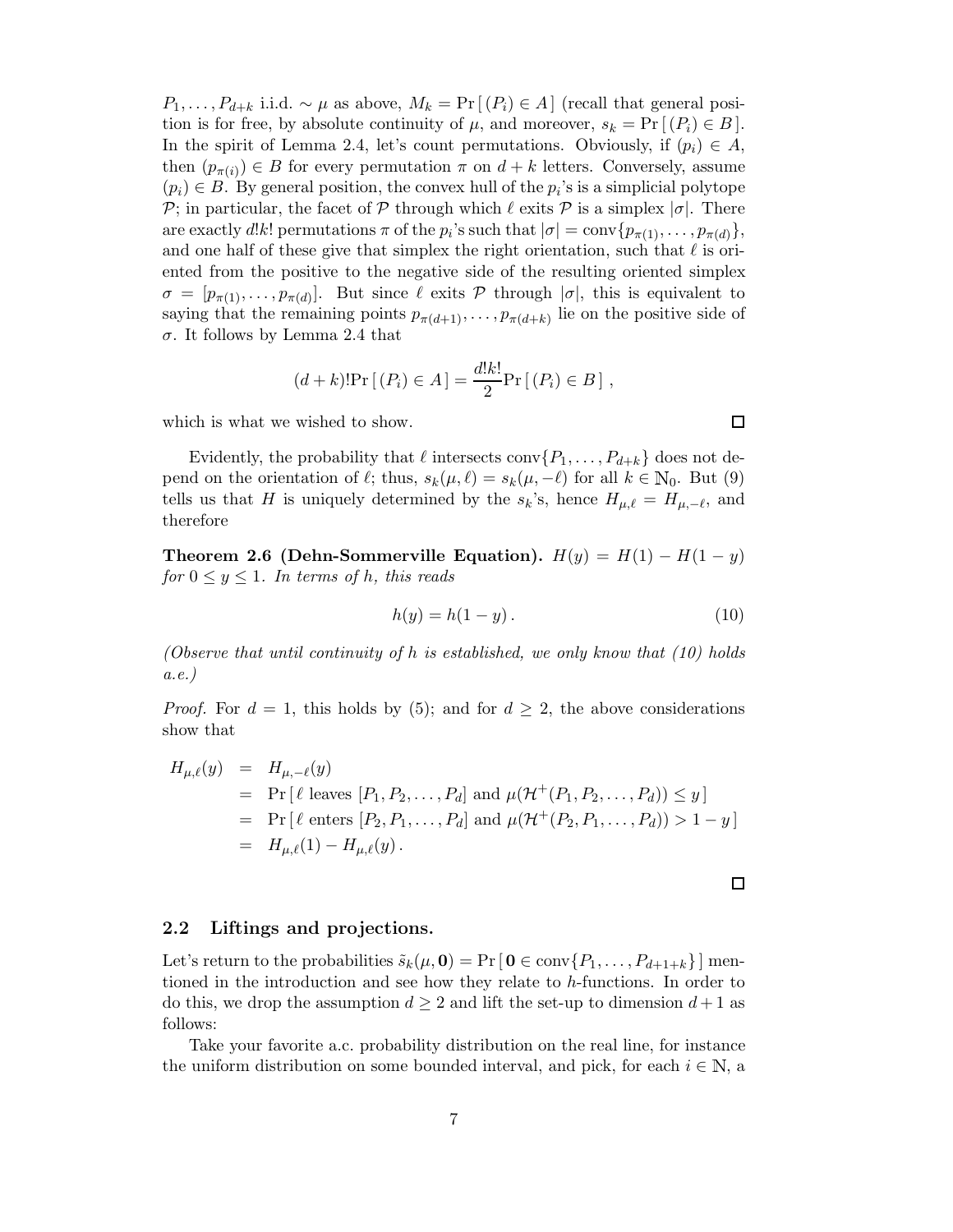$P_1, \ldots, P_{d+k}$ i.i.d. $\sim \mu$ as above, $M_k = \Pr[(P_i) \in A]$ (recall that general position is for free, by absolute continuity of $\mu$, and moreover, $s_k = \Pr[(P_i) \in B]$. In the spirit of Lemma 2.4, let's count permutations. Obviously, if $(p_i) \in A$, then $(p_{\pi(i)}) \in B$ for every permutation $\pi$ on $d+k$ letters. Conversely, assume $(p_i) \in B$. By general position, the convex hull of the $p_i$'s is a simplicial polytope $\mathcal{P}$; in particular, the facet of $\mathcal{P}$ through which $\ell$ exits $\mathcal{P}$ is a simplex $|\sigma|$. There are exactly $d!k!$ permutations $\pi$ of the $p_i$'s such that $|\sigma| = \operatorname{conv}\{p_{\pi(1)}, \ldots, p_{\pi(d)}\}$, and one half of these give that simplex the right orientation, such that $\ell$ is oriented from the positive to the negative side of the resulting oriented simplex $\sigma = [p_{\pi(1)}, \ldots, p_{\pi(d)}]$. But since $\ell$ exits $\mathcal{P}$ through $|\sigma|$, this is equivalent to saying that the remaining points $p_{\pi(d+1)}, \ldots, p_{\pi(d+k)}$ lie on the positive side of $\sigma$. It follows by Lemma 2.4 that

$$(d+k)!\Pr[(P_i) \in A] = \frac{d!k!}{2}\Pr[(P_i) \in B],$$

which is what we wished to show. $\square$

Evidently, the probability that $\ell$ intersects $\operatorname{conv}\{P_1, \ldots, P_{d+k}\}$ does not depend on the orientation of $\ell$; thus, $s_k(\mu, \ell) = s_k(\mu, -\ell)$ for all $k \in \mathbb{N}_0$. But (9) tells us that $H$ is uniquely determined by the $s_k$'s, hence $H_{\mu,\ell} = H_{\mu,-\ell}$, and therefore

**Theorem 2.6 (Dehn-Sommerville Equation).** *$H(y) = H(1) - H(1-y)$ for $0 \leq y \leq 1$. In terms of $h$, this reads*

$$h(y) = h(1-y). \tag{10}$$

*(Observe that until continuity of $h$ is established, we only know that (10) holds a.e.)*

*Proof.* For $d = 1$, this holds by (5); and for $d \geq 2$, the above considerations show that

$$\begin{aligned}
H_{\mu,\ell}(y) &= H_{\mu,-\ell}(y) \\
&= \Pr[\ell \text{ leaves } [P_1, P_2, \ldots, P_d] \text{ and } \mu(\mathcal{H}^+(P_1, P_2, \ldots, P_d)) \leq y] \\
&= \Pr[\ell \text{ enters } [P_2, P_1, \ldots, P_d] \text{ and } \mu(\mathcal{H}^+(P_2, P_1, \ldots, P_d)) > 1-y] \\
&= H_{\mu,\ell}(1) - H_{\mu,\ell}(y).
\end{aligned}$$

$\square$

## 2.2 Liftings and projections.

Let's return to the probabilities $\tilde{s}_k(\mu, \mathbf{0}) = \Pr[\mathbf{0} \in \operatorname{conv}\{P_1, \ldots, P_{d+1+k}\}]$ mentioned in the introduction and see how they relate to $h$-functions. In order to do this, we drop the assumption $d \geq 2$ and lift the set-up to dimension $d+1$ as follows:

Take your favorite a.c. probability distribution on the real line, for instance the uniform distribution on some bounded interval, and pick, for each $i \in \mathbb{N}$, a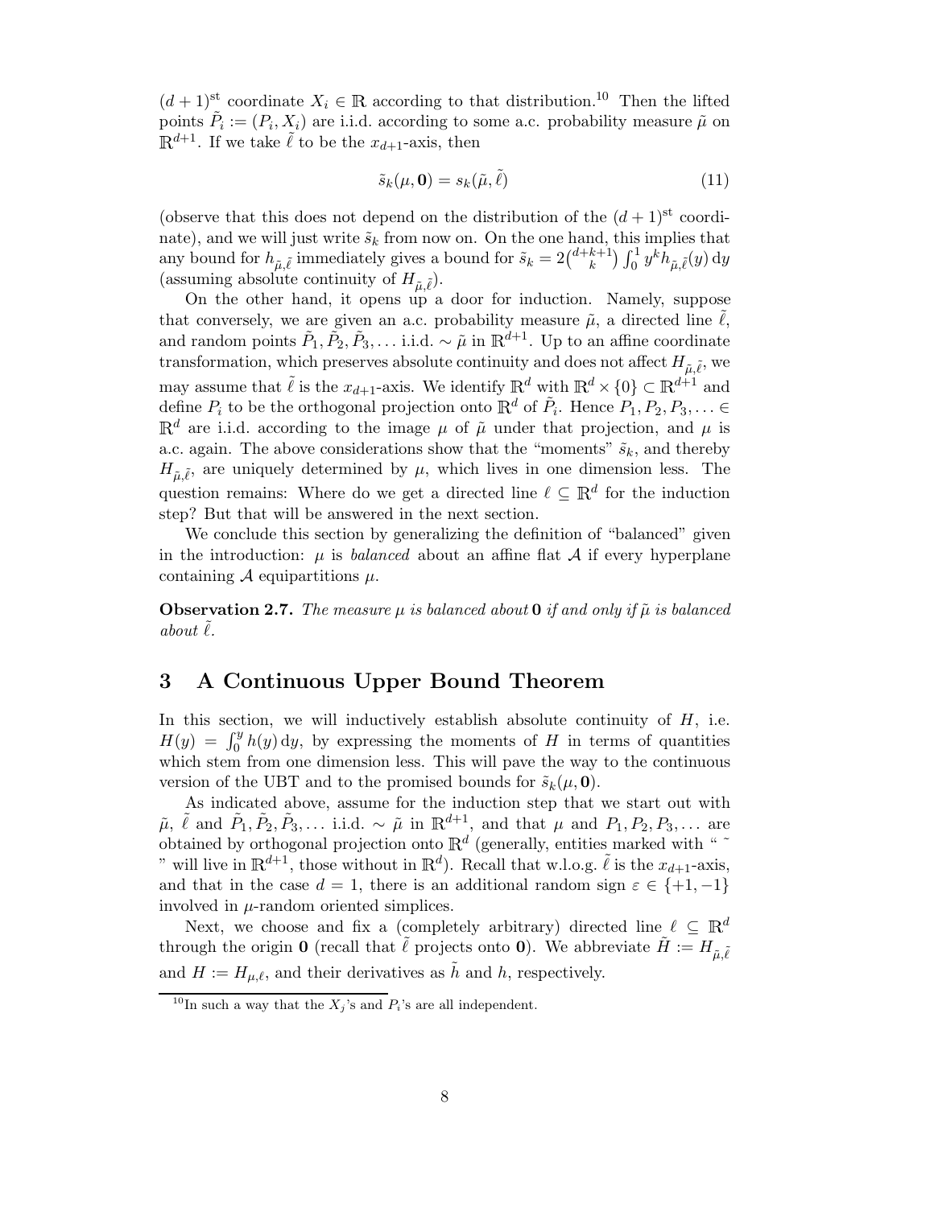$(d+1)^{\text{st}}$ coordinate $X_i \in \mathbb{R}$ according to that distribution.[10] Then the lifted points $\tilde{P}_i := (P_i, X_i)$ are i.i.d. according to some a.c. probability measure $\tilde{\mu}$ on $\mathbb{R}^{d+1}$. If we take $\tilde{\ell}$ to be the $x_{d+1}$-axis, then

$$\tilde{s}_k(\mu, \mathbf{0}) = s_k(\tilde{\mu}, \tilde{\ell}) \tag{11}$$

(observe that this does not depend on the distribution of the $(d+1)^{\text{st}}$ coordinate), and we will just write $\tilde{s}_k$ from now on. On the one hand, this implies that any bound for $h_{\tilde{\mu},\tilde{\ell}}$ immediately gives a bound for $\tilde{s}_k = 2\binom{d+k+1}{k}\int_0^1 y^k h_{\tilde{\mu},\tilde{\ell}}(y)\,\mathrm{d}y$ (assuming absolute continuity of $H_{\tilde{\mu},\tilde{\ell}}$).

On the other hand, it opens up a door for induction. Namely, suppose that conversely, we are given an a.c. probability measure $\tilde{\mu}$, a directed line $\tilde{\ell}$, and random points $\tilde{P}_1, \tilde{P}_2, \tilde{P}_3, \ldots$ i.i.d. $\sim \tilde{\mu}$ in $\mathbb{R}^{d+1}$. Up to an affine coordinate transformation, which preserves absolute continuity and does not affect $H_{\tilde{\mu},\tilde{\ell}}$, we may assume that $\tilde{\ell}$ is the $x_{d+1}$-axis. We identify $\mathbb{R}^d$ with $\mathbb{R}^d \times \{0\} \subset \mathbb{R}^{d+1}$ and define $P_i$ to be the orthogonal projection onto $\mathbb{R}^d$ of $\tilde{P}_i$. Hence $P_1, P_2, P_3, \ldots \in \mathbb{R}^d$ are i.i.d. according to the image $\mu$ of $\tilde{\mu}$ under that projection, and $\mu$ is a.c. again. The above considerations show that the "moments" $\tilde{s}_k$, and thereby $H_{\tilde{\mu},\tilde{\ell}}$, are uniquely determined by $\mu$, which lives in one dimension less. The question remains: Where do we get a directed line $\ell \subseteq \mathbb{R}^d$ for the induction step? But that will be answered in the next section.

We conclude this section by generalizing the definition of "balanced" given in the introduction: $\mu$ is *balanced* about an affine flat $\mathcal{A}$ if every hyperplane containing $\mathcal{A}$ equipartitions $\mu$.

**Observation 2.7.** *The measure $\mu$ is balanced about $\mathbf{0}$ if and only if $\tilde{\mu}$ is balanced about $\tilde{\ell}$.*

# 3 A Continuous Upper Bound Theorem

In this section, we will inductively establish absolute continuity of $H$, i.e. $H(y) = \int_0^y h(y)\,\mathrm{d}y$, by expressing the moments of $H$ in terms of quantities which stem from one dimension less. This will pave the way to the continuous version of the UBT and to the promised bounds for $\tilde{s}_k(\mu, \mathbf{0})$.

As indicated above, assume for the induction step that we start out with $\tilde{\mu}$, $\tilde{\ell}$ and $\tilde{P}_1, \tilde{P}_2, \tilde{P}_3, \ldots$ i.i.d. $\sim \tilde{\mu}$ in $\mathbb{R}^{d+1}$, and that $\mu$ and $P_1, P_2, P_3, \ldots$ are obtained by orthogonal projection onto $\mathbb{R}^d$ (generally, entities marked with " $\tilde{}$ " will live in $\mathbb{R}^{d+1}$, those without in $\mathbb{R}^d$). Recall that w.l.o.g. $\tilde{\ell}$ is the $x_{d+1}$-axis, and that in the case $d = 1$, there is an additional random sign $\varepsilon \in \{+1, -1\}$ involved in $\mu$-random oriented simplices.

Next, we choose and fix a (completely arbitrary) directed line $\ell \subseteq \mathbb{R}^d$ through the origin $\mathbf{0}$ (recall that $\tilde{\ell}$ projects onto $\mathbf{0}$). We abbreviate $\tilde{H} := H_{\tilde{\mu},\tilde{\ell}}$ and $H := H_{\mu,\ell}$, and their derivatives as $\tilde{h}$ and $h$, respectively.

[10] In such a way that the $X_j$'s and $P_i$'s are all independent.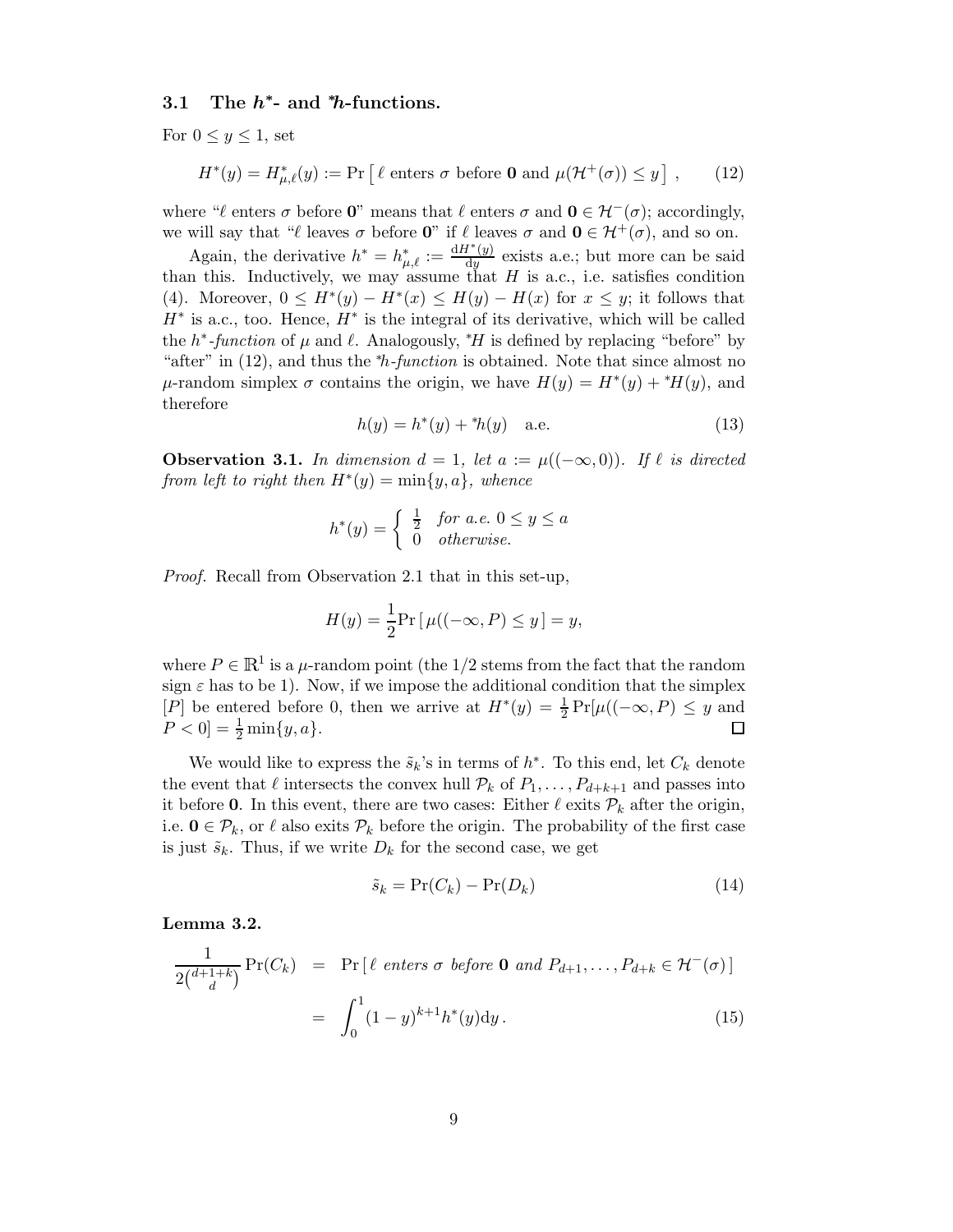### 3.1 The $h^*$- and ${}^*h$-functions.

For $0 \le y \le 1$, set

$$H^*(y) = H^*_{\mu,\ell}(y) := \Pr\left[\, \ell \text{ enters } \sigma \text{ before } \mathbf{0} \text{ and } \mu(\mathcal{H}^+(\sigma)) \le y \,\right] , \qquad (12)$$

where "$\ell$ enters $\sigma$ before $\mathbf{0}$" means that $\ell$ enters $\sigma$ and $\mathbf{0} \in \mathcal{H}^-(\sigma)$; accordingly, we will say that "$\ell$ leaves $\sigma$ before $\mathbf{0}$" if $\ell$ leaves $\sigma$ and $\mathbf{0} \in \mathcal{H}^+(\sigma)$, and so on.

Again, the derivative $h^* = h^*_{\mu,\ell} := \frac{\mathrm{d}H^*(y)}{\mathrm{d}y}$ exists a.e.; but more can be said than this. Inductively, we may assume that $H$ is a.c., i.e. satisfies condition (4). Moreover, $0 \le H^*(y) - H^*(x) \le H(y) - H(x)$ for $x \le y$; it follows that $H^*$ is a.c., too. Hence, $H^*$ is the integral of its derivative, which will be called the *$h^*$-function* of $\mu$ and $\ell$. Analogously, ${}^*H$ is defined by replacing "before" by "after" in (12), and thus the *${}^*h$-function* is obtained. Note that since almost no $\mu$-random simplex $\sigma$ contains the origin, we have $H(y) = H^*(y) + {}^*H(y)$, and therefore

$$h(y) = h^*(y) + {}^*h(y) \quad \text{a.e.} \qquad (13)$$

**Observation 3.1.** *In dimension $d = 1$, let $a := \mu((-\infty, 0))$. If $\ell$ is directed from left to right then $H^*(y) = \min\{y, a\}$, whence*

$$h^*(y) = \begin{cases} \frac{1}{2} & \text{for a.e. } 0 \le y \le a \\ 0 & \text{otherwise.} \end{cases}$$

*Proof.* Recall from Observation 2.1 that in this set-up,

$$H(y) = \frac{1}{2}\Pr\left[\, \mu((-\infty, P) \le y \,\right] = y,$$

where $P \in \mathbb{R}^1$ is a $\mu$-random point (the $1/2$ stems from the fact that the random sign $\varepsilon$ has to be 1). Now, if we impose the additional condition that the simplex $[P]$ be entered before 0, then we arrive at $H^*(y) = \frac{1}{2}\Pr[\mu((-\infty, P) \le y$ and $P < 0] = \frac{1}{2}\min\{y, a\}$. $\square$

We would like to express the $\tilde{s}_k$'s in terms of $h^*$. To this end, let $C_k$ denote the event that $\ell$ intersects the convex hull $\mathcal{P}_k$ of $P_1, \ldots, P_{d+k+1}$ and passes into it before $\mathbf{0}$. In this event, there are two cases: Either $\ell$ exits $\mathcal{P}_k$ after the origin, i.e. $\mathbf{0} \in \mathcal{P}_k$, or $\ell$ also exits $\mathcal{P}_k$ before the origin. The probability of the first case is just $\tilde{s}_k$. Thus, if we write $D_k$ for the second case, we get

$$\tilde{s}_k = \Pr(C_k) - \Pr(D_k) \qquad (14)$$

**Lemma 3.2.**

$$\begin{aligned} \frac{1}{2\binom{d+1+k}{d}} \Pr(C_k) &= \Pr\left[\, \ell \textit{ enters } \sigma \textit{ before } \mathbf{0} \textit{ and } P_{d+1}, \ldots, P_{d+k} \in \mathcal{H}^-(\sigma) \,\right] \\ &= \int_0^1 (1-y)^{k+1} h^*(y) \mathrm{d}y \,. \end{aligned} \qquad (15)$$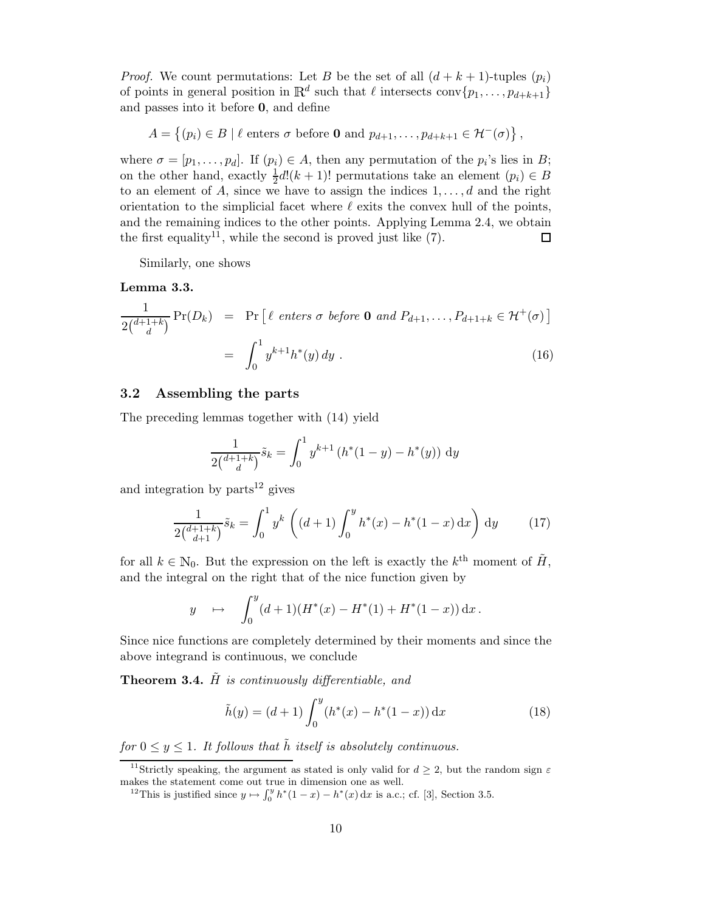*Proof.* We count permutations: Let $B$ be the set of all $(d+k+1)$-tuples $(p_i)$ of points in general position in $\mathbb{R}^d$ such that $\ell$ intersects $\operatorname{conv}\{p_1, \ldots, p_{d+k+1}\}$ and passes into it before $\mathbf{0}$, and define

$$A = \left\{ (p_i) \in B \mid \ell \text{ enters } \sigma \text{ before } \mathbf{0} \text{ and } p_{d+1}, \ldots, p_{d+k+1} \in \mathcal{H}^-(\sigma) \right\},$$

where $\sigma = [p_1, \ldots, p_d]$. If $(p_i) \in A$, then any permutation of the $p_i$'s lies in $B$; on the other hand, exactly $\frac{1}{2}d!(k+1)!$ permutations take an element $(p_i) \in B$ to an element of $A$, since we have to assign the indices $1, \ldots, d$ and the right orientation to the simplicial facet where $\ell$ exits the convex hull of the points, and the remaining indices to the other points. Applying Lemma 2.4, we obtain the first equality[11], while the second is proved just like (7). ◻

Similarly, one shows

**Lemma 3.3.**

$$\begin{aligned}
\frac{1}{2\binom{d+1+k}{d}} \Pr(D_k) &= \Pr\left[\, \ell \textit{ enters } \sigma \textit{ before } \mathbf{0} \textit{ and } P_{d+1}, \ldots, P_{d+1+k} \in \mathcal{H}^+(\sigma) \,\right] \\
&= \int_0^1 y^{k+1} h^*(y)\, dy \; . \qquad (16)
\end{aligned}$$

## 3.2 Assembling the parts

The preceding lemmas together with (14) yield

$$\frac{1}{2\binom{d+1+k}{d}} \tilde{s}_k = \int_0^1 y^{k+1} \left( h^*(1-y) - h^*(y) \right) \mathrm{d}y$$

and integration by parts[12] gives

$$\frac{1}{2\binom{d+1+k}{d+1}} \tilde{s}_k = \int_0^1 y^k \left( (d+1) \int_0^y h^*(x) - h^*(1-x)\, \mathrm{d}x \right) \mathrm{d}y \qquad (17)$$

for all $k \in \mathbb{N}_0$. But the expression on the left is exactly the $k^{\text{th}}$ moment of $\tilde{H}$, and the integral on the right that of the nice function given by

$$y \quad \mapsto \quad \int_0^y (d+1)(H^*(x) - H^*(1) + H^*(1-x))\, \mathrm{d}x \, .$$

Since nice functions are completely determined by their moments and since the above integrand is continuous, we conclude

**Theorem 3.4.** *$\tilde{H}$ is continuously differentiable, and*

$$\tilde{h}(y) = (d+1) \int_0^y (h^*(x) - h^*(1-x))\, \mathrm{d}x \qquad (18)$$

*for $0 \le y \le 1$. It follows that $\tilde{h}$ itself is absolutely continuous.*

---

[11] Strictly speaking, the argument as stated is only valid for $d \ge 2$, but the random sign $\varepsilon$ makes the statement come out true in dimension one as well.

[12] This is justified since $y \mapsto \int_0^y h^*(1-x) - h^*(x)\, \mathrm{d}x$ is a.c.; cf. [3], Section 3.5.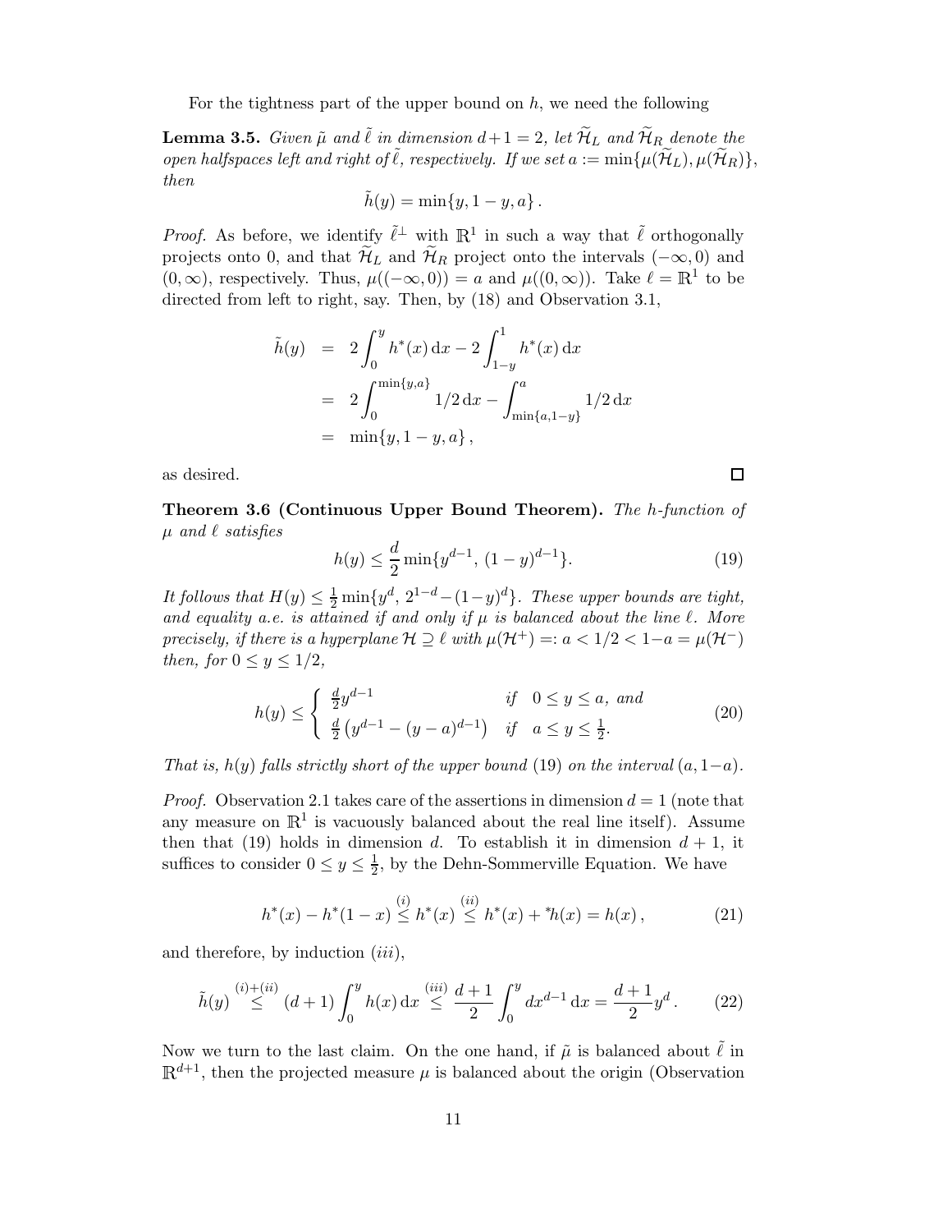For the tightness part of the upper bound on $h$, we need the following

**Lemma 3.5.** *Given $\tilde{\mu}$ and $\tilde{\ell}$ in dimension $d+1 = 2$, let $\widetilde{\mathcal{H}}_L$ and $\widetilde{\mathcal{H}}_R$ denote the open halfspaces left and right of $\tilde{\ell}$, respectively. If we set $a := \min\{\mu(\widetilde{\mathcal{H}}_L), \mu(\widetilde{\mathcal{H}}_R)\}$, then*

$$\tilde{h}(y) = \min\{y, 1-y, a\}\,.$$

*Proof.* As before, we identify $\tilde{\ell}^{\perp}$ with $\mathbb{R}^1$ in such a way that $\tilde{\ell}$ orthogonally projects onto 0, and that $\widetilde{\mathcal{H}}_L$ and $\widetilde{\mathcal{H}}_R$ project onto the intervals $(-\infty, 0)$ and $(0, \infty)$, respectively. Thus, $\mu((-\infty, 0)) = a$ and $\mu((0,\infty))$. Take $\ell = \mathbb{R}^1$ to be directed from left to right, say. Then, by (18) and Observation 3.1,

$$\begin{aligned}
\tilde{h}(y) &= 2\int_0^y h^*(x)\,\mathrm{d}x - 2\int_{1-y}^1 h^*(x)\,\mathrm{d}x \\
&= 2\int_0^{\min\{y,a\}} 1/2\,\mathrm{d}x - \int_{\min\{a,1-y\}}^{a} 1/2\,\mathrm{d}x \\
&= \min\{y, 1-y, a\}\,,
\end{aligned}$$

as desired. $\square$

**Theorem 3.6 (Continuous Upper Bound Theorem).** *The $h$-function of $\mu$ and $\ell$ satisfies*

$$h(y) \leq \frac{d}{2}\min\{y^{d-1},\, (1-y)^{d-1}\}. \tag{19}$$

*It follows that $H(y) \leq \frac{1}{2}\min\{y^d,\, 2^{1-d} - (1-y)^d\}$. These upper bounds are tight, and equality a.e. is attained if and only if $\mu$ is balanced about the line $\ell$. More precisely, if there is a hyperplane $\mathcal{H} \supseteq \ell$ with $\mu(\mathcal{H}^+) =: a < 1/2 < 1-a = \mu(\mathcal{H}^-)$ then, for $0 \leq y \leq 1/2$,*

$$h(y) \leq \begin{cases} \frac{d}{2}y^{d-1} & \text{if} \quad 0 \leq y \leq a, \text{ and} \\ \frac{d}{2}\left(y^{d-1} - (y-a)^{d-1}\right) & \text{if} \quad a \leq y \leq \frac{1}{2}. \end{cases} \tag{20}$$

*That is, $h(y)$ falls strictly short of the upper bound (19) on the interval $(a, 1-a)$.*

*Proof.* Observation 2.1 takes care of the assertions in dimension $d = 1$ (note that any measure on $\mathbb{R}^1$ is vacuously balanced about the real line itself). Assume then that (19) holds in dimension $d$. To establish it in dimension $d+1$, it suffices to consider $0 \leq y \leq \frac{1}{2}$, by the Dehn-Sommerville Equation. We have

$$h^*(x) - h^*(1-x) \overset{(i)}{\leq} h^*(x) \overset{(ii)}{\leq} h^*(x) + {}^*h(x) = h(x)\,, \tag{21}$$

and therefore, by induction $(iii)$,

$$\tilde{h}(y) \overset{(i)+(ii)}{\leq} (d+1)\int_0^y h(x)\,\mathrm{d}x \overset{(iii)}{\leq} \frac{d+1}{2}\int_0^y dx^{d-1}\,\mathrm{d}x = \frac{d+1}{2}y^d\,. \tag{22}$$

Now we turn to the last claim. On the one hand, if $\tilde{\mu}$ is balanced about $\tilde{\ell}$ in $\mathbb{R}^{d+1}$, then the projected measure $\mu$ is balanced about the origin (Observation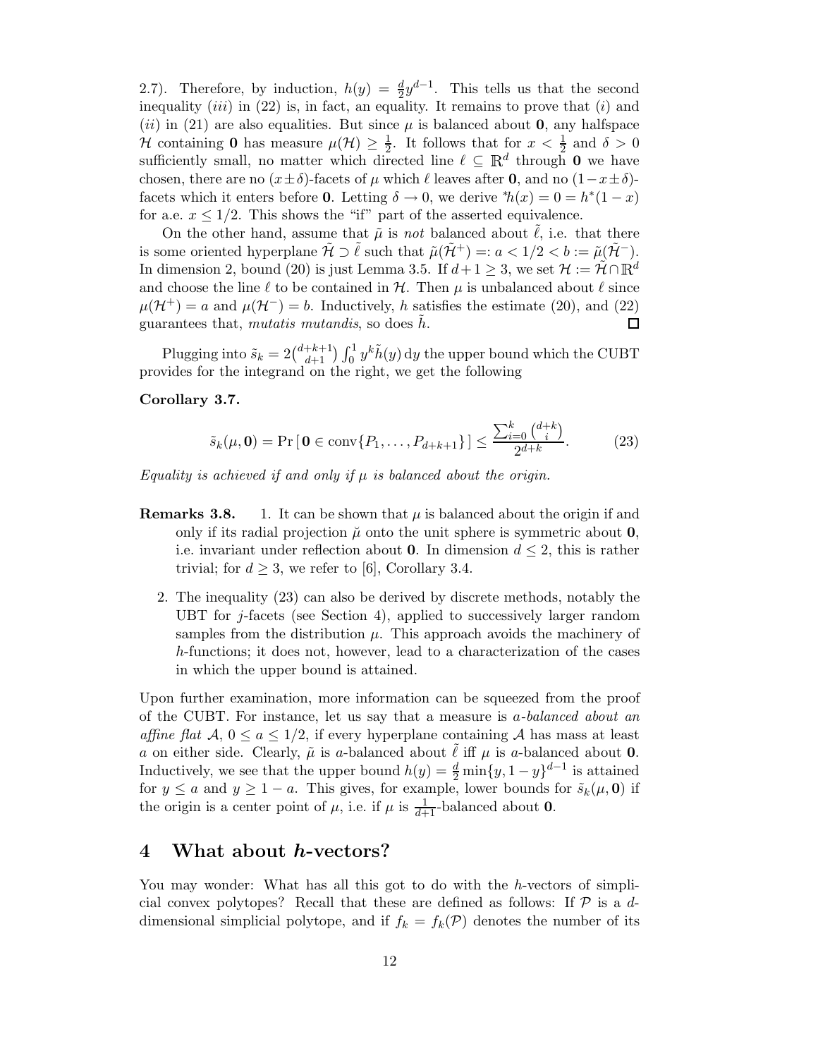2.7). Therefore, by induction, $h(y) = \frac{d}{2}y^{d-1}$. This tells us that the second inequality $(iii)$ in (22) is, in fact, an equality. It remains to prove that $(i)$ and $(ii)$ in (21) are also equalities. But since $\mu$ is balanced about $\mathbf{0}$, any halfspace $\mathcal{H}$ containing $\mathbf{0}$ has measure $\mu(\mathcal{H}) \geq \frac{1}{2}$. It follows that for $x < \frac{1}{2}$ and $\delta > 0$ sufficiently small, no matter which directed line $\ell \subseteq \mathbb{R}^d$ through $\mathbf{0}$ we have chosen, there are no $(x\pm\delta)$-facets of $\mu$ which $\ell$ leaves after $\mathbf{0}$, and no $(1-x\pm\delta)$-facets which it enters before $\mathbf{0}$. Letting $\delta \to 0$, we derive ${}^*h(x) = 0 = h^*(1-x)$ for a.e. $x \leq 1/2$. This shows the "if" part of the asserted equivalence.

On the other hand, assume that $\tilde{\mu}$ is *not* balanced about $\tilde{\ell}$, i.e. that there is some oriented hyperplane $\tilde{\mathcal{H}} \supset \tilde{\ell}$ such that $\tilde{\mu}(\tilde{\mathcal{H}}^+) =: a < 1/2 < b := \tilde{\mu}(\tilde{\mathcal{H}}^-)$. In dimension 2, bound (20) is just Lemma 3.5. If $d+1 \geq 3$, we set $\mathcal{H} := \tilde{\mathcal{H}} \cap \mathbb{R}^d$ and choose the line $\ell$ to be contained in $\mathcal{H}$. Then $\mu$ is unbalanced about $\ell$ since $\mu(\mathcal{H}^+) = a$ and $\mu(\mathcal{H}^-) = b$. Inductively, $h$ satisfies the estimate (20), and (22) guarantees that, *mutatis mutandis*, so does $\tilde{h}$. ☐

Plugging into $\tilde{s}_k = 2\binom{d+k+1}{d+1}\int_0^1 y^k \tilde{h}(y)\,\mathrm{d}y$ the upper bound which the CUBT provides for the integrand on the right, we get the following

**Corollary 3.7.**

$$\tilde{s}_k(\mu, \mathbf{0}) = \Pr[\,\mathbf{0} \in \operatorname{conv}\{P_1, \ldots, P_{d+k+1}\}\,] \leq \frac{\sum_{i=0}^{k}\binom{d+k}{i}}{2^{d+k}}. \tag{23}$$

*Equality is achieved if and only if $\mu$ is balanced about the origin.*

**Remarks 3.8.**

1. It can be shown that $\mu$ is balanced about the origin if and only if its radial projection $\breve{\mu}$ onto the unit sphere is symmetric about $\mathbf{0}$, i.e. invariant under reflection about $\mathbf{0}$. In dimension $d \leq 2$, this is rather trivial; for $d \geq 3$, we refer to [6], Corollary 3.4.
2. The inequality (23) can also be derived by discrete methods, notably the UBT for $j$-facets (see Section 4), applied to successively larger random samples from the distribution $\mu$. This approach avoids the machinery of $h$-functions; it does not, however, lead to a characterization of the cases in which the upper bound is attained.

Upon further examination, more information can be squeezed from the proof of the CUBT. For instance, let us say that a measure is *$a$-balanced about an affine flat $\mathcal{A}$*, $0 \leq a \leq 1/2$, if every hyperplane containing $\mathcal{A}$ has mass at least $a$ on either side. Clearly, $\tilde{\mu}$ is $a$-balanced about $\tilde{\ell}$ iff $\mu$ is $a$-balanced about $\mathbf{0}$. Inductively, we see that the upper bound $h(y) = \frac{d}{2}\min\{y, 1-y\}^{d-1}$ is attained for $y \leq a$ and $y \geq 1-a$. This gives, for example, lower bounds for $\tilde{s}_k(\mu, \mathbf{0})$ if the origin is a center point of $\mu$, i.e. if $\mu$ is $\frac{1}{d+1}$-balanced about $\mathbf{0}$.

# 4 What about $h$-vectors?

You may wonder: What has all this got to do with the $h$-vectors of simplicial convex polytopes? Recall that these are defined as follows: If $\mathcal{P}$ is a $d$-dimensional simplicial polytope, and if $f_k = f_k(\mathcal{P})$ denotes the number of its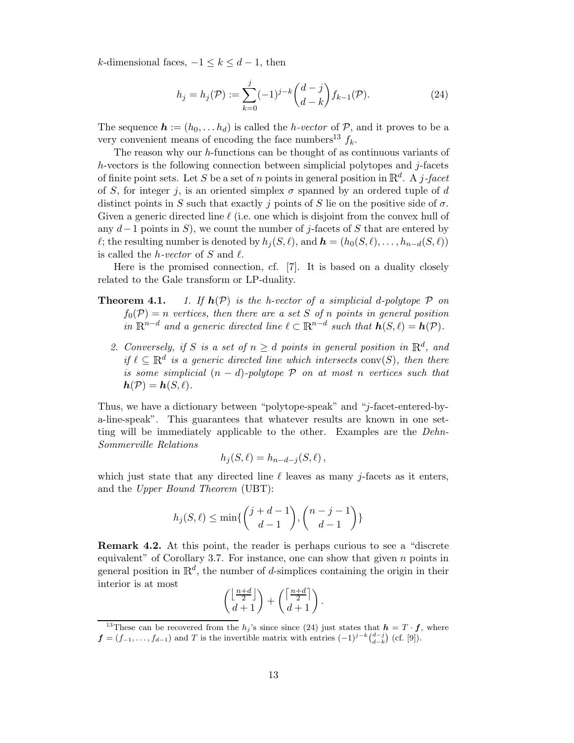$k$-dimensional faces, $-1 \leq k \leq d-1$, then

$$h_j = h_j(\mathcal{P}) := \sum_{k=0}^{j} (-1)^{j-k} \binom{d-j}{d-k} f_{k-1}(\mathcal{P}). \tag{24}$$

The sequence $\boldsymbol{h} := (h_0, \dots h_d)$ is called the *h-vector* of $\mathcal{P}$, and it proves to be a very convenient means of encoding the face numbers[13] $f_k$.

The reason why our $h$-functions can be thought of as continuous variants of $h$-vectors is the following connection between simplicial polytopes and $j$-facets of finite point sets. Let $S$ be a set of $n$ points in general position in $\mathbb{R}^d$. A *$j$-facet* of $S$, for integer $j$, is an oriented simplex $\sigma$ spanned by an ordered tuple of $d$ distinct points in $S$ such that exactly $j$ points of $S$ lie on the positive side of $\sigma$. Given a generic directed line $\ell$ (i.e. one which is disjoint from the convex hull of any $d-1$ points in $S$), we count the number of $j$-facets of $S$ that are entered by $\ell$; the resulting number is denoted by $h_j(S, \ell)$, and $\boldsymbol{h} = (h_0(S, \ell), \dots, h_{n-d}(S, \ell))$ is called the *h-vector* of $S$ and $\ell$.

Here is the promised connection, cf. [7]. It is based on a duality closely related to the Gale transform or LP-duality.

**Theorem 4.1.** *1. If $\boldsymbol{h}(\mathcal{P})$ is the h-vector of a simplicial d-polytope $\mathcal{P}$ on $f_0(\mathcal{P}) = n$ vertices, then there are a set $S$ of $n$ points in general position in $\mathbb{R}^{n-d}$ and a generic directed line $\ell \subset \mathbb{R}^{n-d}$ such that $\boldsymbol{h}(S, \ell) = \boldsymbol{h}(\mathcal{P})$.*

*2. Conversely, if $S$ is a set of $n \geq d$ points in general position in $\mathbb{R}^d$, and if $\ell \subseteq \mathbb{R}^d$ is a generic directed line which intersects $\operatorname{conv}(S)$, then there is some simplicial $(n-d)$-polytope $\mathcal{P}$ on at most $n$ vertices such that $\boldsymbol{h}(\mathcal{P}) = \boldsymbol{h}(S, \ell)$.*

Thus, we have a dictionary between "polytope-speak" and "$j$-facet-entered-by-a-line-speak". This guarantees that whatever results are known in one setting will be immediately applicable to the other. Examples are the *Dehn-Sommerville Relations*

$$h_j(S, \ell) = h_{n-d-j}(S, \ell)\,,$$

which just state that any directed line $\ell$ leaves as many $j$-facets as it enters, and the *Upper Bound Theorem* (UBT):

$$h_j(S, \ell) \leq \min\{\binom{j+d-1}{d-1}, \binom{n-j-1}{d-1}\}$$

**Remark 4.2.** At this point, the reader is perhaps curious to see a "discrete equivalent" of Corollary 3.7. For instance, one can show that given $n$ points in general position in $\mathbb{R}^d$, the number of $d$-simplices containing the origin in their interior is at most

$$\binom{\lfloor \frac{n+d}{2} \rfloor}{d+1} + \binom{\lceil \frac{n+d}{2} \rceil}{d+1}.$$

[13] These can be recovered from the $h_j$'s since since (24) just states that $\boldsymbol{h} = T \cdot \boldsymbol{f}$, where $\boldsymbol{f} = (f_{-1}, \dots, f_{d-1})$ and $T$ is the invertible matrix with entries $(-1)^{j-k}\binom{d-j}{d-k}$ (cf. [9]).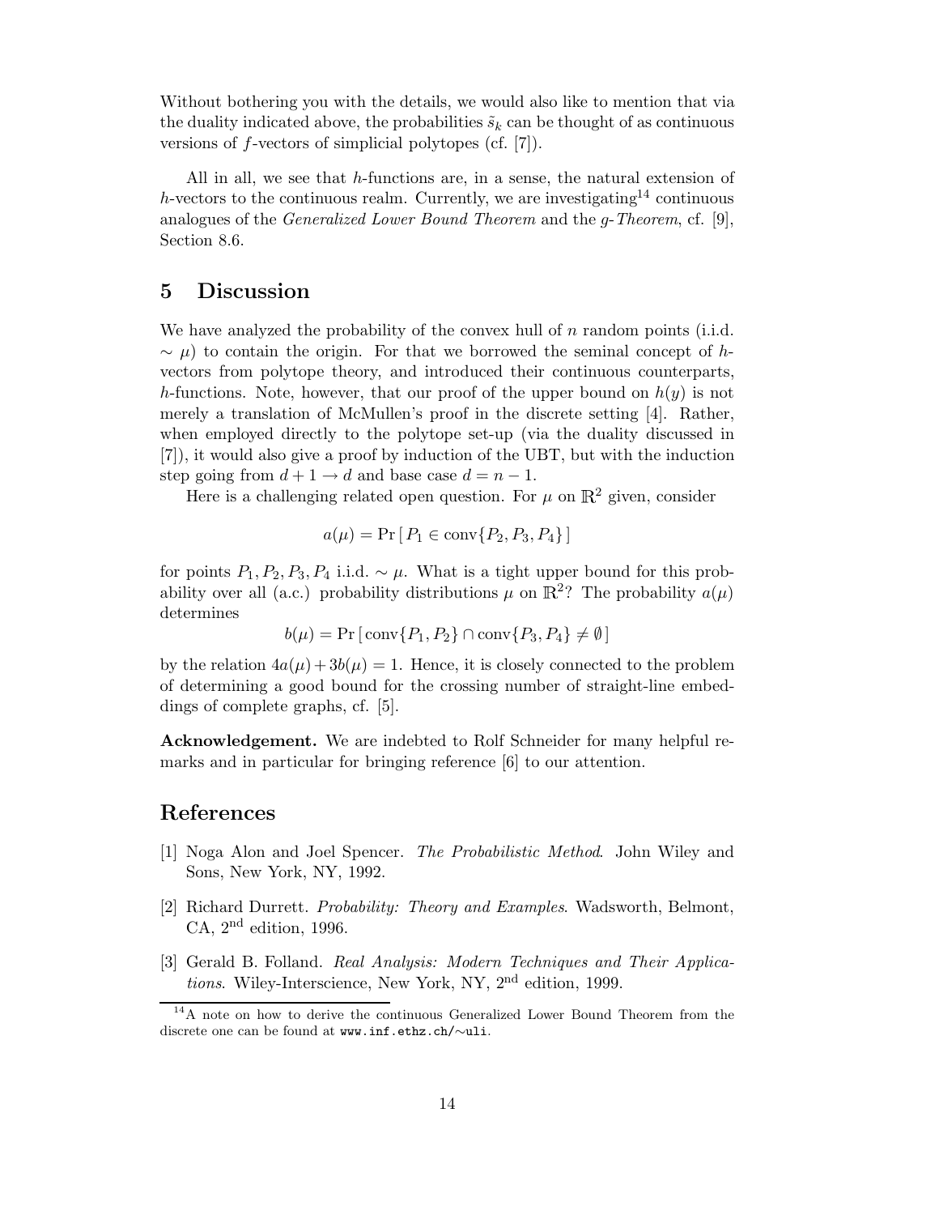Without bothering you with the details, we would also like to mention that via the duality indicated above, the probabilities $\tilde{s}_k$ can be thought of as continuous versions of $f$-vectors of simplicial polytopes (cf. [7]).

All in all, we see that $h$-functions are, in a sense, the natural extension of $h$-vectors to the continuous realm. Currently, we are investigating[14] continuous analogues of the *Generalized Lower Bound Theorem* and the *g-Theorem*, cf. [9], Section 8.6.

## 5 Discussion

We have analyzed the probability of the convex hull of $n$ random points (i.i.d. $\sim \mu$) to contain the origin. For that we borrowed the seminal concept of $h$-vectors from polytope theory, and introduced their continuous counterparts, $h$-functions. Note, however, that our proof of the upper bound on $h(y)$ is not merely a translation of McMullen's proof in the discrete setting [4]. Rather, when employed directly to the polytope set-up (via the duality discussed in [7]), it would also give a proof by induction of the UBT, but with the induction step going from $d+1 \to d$ and base case $d = n-1$.

Here is a challenging related open question. For $\mu$ on $\mathbb{R}^2$ given, consider

$$a(\mu) = \Pr[\, P_1 \in \operatorname{conv}\{P_2, P_3, P_4\}\,]$$

for points $P_1, P_2, P_3, P_4$ i.i.d. $\sim \mu$. What is a tight upper bound for this probability over all (a.c.) probability distributions $\mu$ on $\mathbb{R}^2$? The probability $a(\mu)$ determines

$$b(\mu) = \Pr[\operatorname{conv}\{P_1, P_2\} \cap \operatorname{conv}\{P_3, P_4\} \neq \emptyset\,]$$

by the relation $4a(\mu) + 3b(\mu) = 1$. Hence, it is closely connected to the problem of determining a good bound for the crossing number of straight-line embeddings of complete graphs, cf. [5].

**Acknowledgement.** We are indebted to Rolf Schneider for many helpful remarks and in particular for bringing reference [6] to our attention.

## References

[1] Noga Alon and Joel Spencer. *The Probabilistic Method*. John Wiley and Sons, New York, NY, 1992.

[2] Richard Durrett. *Probability: Theory and Examples*. Wadsworth, Belmont, CA, 2nd edition, 1996.

[3] Gerald B. Folland. *Real Analysis: Modern Techniques and Their Applications*. Wiley-Interscience, New York, NY, 2nd edition, 1999.

[14] A note on how to derive the continuous Generalized Lower Bound Theorem from the discrete one can be found at www.inf.ethz.ch/∼uli.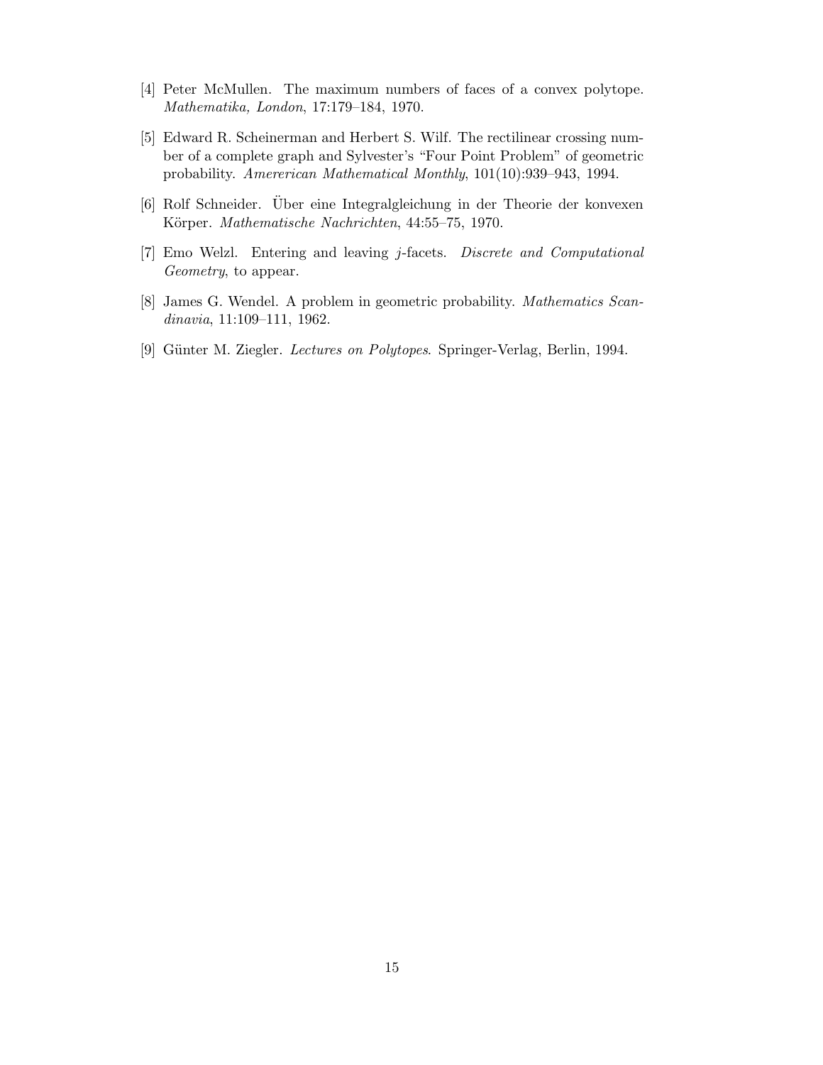[4] Peter McMullen. The maximum numbers of faces of a convex polytope. *Mathematika, London*, 17:179–184, 1970.

[5] Edward R. Scheinerman and Herbert S. Wilf. The rectilinear crossing number of a complete graph and Sylvester's "Four Point Problem" of geometric probability. *Amererican Mathematical Monthly*, 101(10):939–943, 1994.

[6] Rolf Schneider. Über eine Integralgleichung in der Theorie der konvexen Körper. *Mathematische Nachrichten*, 44:55–75, 1970.

[7] Emo Welzl. Entering and leaving $j$-facets. *Discrete and Computational Geometry*, to appear.

[8] James G. Wendel. A problem in geometric probability. *Mathematics Scandinavia*, 11:109–111, 1962.

[9] Günter M. Ziegler. *Lectures on Polytopes*. Springer-Verlag, Berlin, 1994.